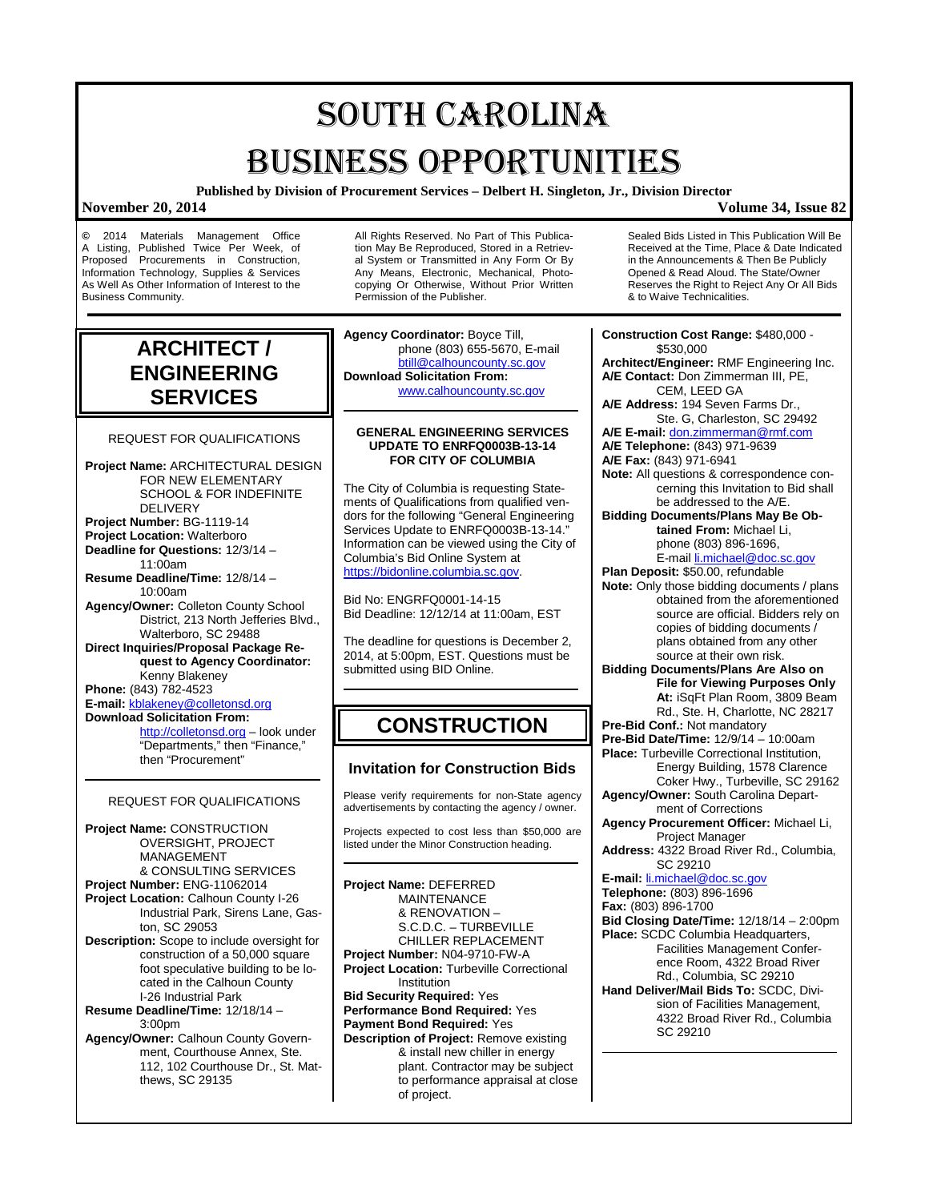# SOUTH CAROLINA BUSINESS OPPORTUNITIES

**Published by Division of Procurement Services – Delbert H. Singleton, Jr., Division Director**

**November 20, 2014** **Volume 34, Issue 82**

© 2014 Materials Management Office A Listing, Published Twice Per Week, of Proposed Procurements in Construction, Information Technology, Supplies & Services As Well As Other Information of Interest to the Business Community.

All Rights Reserved. No Part of This Publication May Be Reproduced, Stored in a Retrieval System or Transmitted in Any Form Or By Any Means, Electronic, Mechanical, Photocopying Or Otherwise, Without Prior Written Permission of the Publisher.

Sealed Bids Listed in This Publication Will Be Received at the Time, Place & Date Indicated in the Announcements & Then Be Publicly Opened & Read Aloud. The State/Owner Reserves the Right to Reject Any Or All Bids & to Waive Technicalities.

## ARCHITECT / ENGINEERING SERVICES

REQUEST FOR QUALIFICATIONS

**Project Name:** ARCHITECTURAL DESIGN FOR NEW ELEMENTARY SCHOOL & FOR INDEFINITE DELIVERY
**Project Number:** BG-1119-14
**Project Location:** Walterboro
**Deadline for Questions:** 12/3/14 – 11:00am
**Resume Deadline/Time:** 12/8/14 – 10:00am
**Agency/Owner:** Colleton County School District, 213 North Jefferies Blvd., Walterboro, SC 29488
**Direct Inquiries/Proposal Package Request to Agency Coordinator:** Kenny Blakeney
**Phone:** (843) 782-4523
**E-mail:** kblakeney@colletonsd.org
**Download Solicitation From:** http://colletonsd.org – look under "Departments," then "Finance," then "Procurement"

---

REQUEST FOR QUALIFICATIONS

**Project Name:** CONSTRUCTION OVERSIGHT, PROJECT MANAGEMENT & CONSULTING SERVICES
**Project Number:** ENG-11062014
**Project Location:** Calhoun County I-26 Industrial Park, Sirens Lane, Gaston, SC 29053
**Description:** Scope to include oversight for construction of a 50,000 square foot speculative building to be located in the Calhoun County I-26 Industrial Park
**Resume Deadline/Time:** 12/18/14 – 3:00pm
**Agency/Owner:** Calhoun County Government, Courthouse Annex, Ste. 112, 102 Courthouse Dr., St. Matthews, SC 29135
**Agency Coordinator:** Boyce Till, phone (803) 655-5670, E-mail btill@calhouncounty.sc.gov
**Download Solicitation From:** www.calhouncounty.sc.gov

---

**GENERAL ENGINEERING SERVICES UPDATE TO ENRFQ0003B-13-14 FOR CITY OF COLUMBIA**

The City of Columbia is requesting Statements of Qualifications from qualified vendors for the following "General Engineering Services Update to ENRFQ0003B-13-14." Information can be viewed using the City of Columbia's Bid Online System at https://bidonline.columbia.sc.gov.

Bid No: ENGRFQ0001-14-15
Bid Deadline: 12/12/14 at 11:00am, EST

The deadline for questions is December 2, 2014, at 5:00pm, EST. Questions must be submitted using BID Online.

## CONSTRUCTION

### Invitation for Construction Bids

Please verify requirements for non-State agency advertisements by contacting the agency / owner.

Projects expected to cost less than $50,000 are listed under the Minor Construction heading.

---

**Project Name:** DEFERRED MAINTENANCE & RENOVATION – S.C.D.C. – TURBEVILLE CHILLER REPLACEMENT
**Project Number:** N04-9710-FW-A
**Project Location:** Turbeville Correctional Institution
**Bid Security Required:** Yes
**Performance Bond Required:** Yes
**Payment Bond Required:** Yes
**Description of Project:** Remove existing & install new chiller in energy plant. Contractor may be subject to performance appraisal at close of project.
**Construction Cost Range:** $480,000 - $530,000
**Architect/Engineer:** RMF Engineering Inc.
**A/E Contact:** Don Zimmerman III, PE, CEM, LEED GA
**A/E Address:** 194 Seven Farms Dr., Ste. G, Charleston, SC 29492
**A/E E-mail:** don.zimmerman@rmf.com
**A/E Telephone:** (843) 971-9639
**A/E Fax:** (843) 971-6941
**Note:** All questions & correspondence concerning this Invitation to Bid shall be addressed to the A/E.
**Bidding Documents/Plans May Be Obtained From:** Michael Li, phone (803) 896-1696, E-mail li.michael@doc.sc.gov
**Plan Deposit:** $50.00, refundable
**Note:** Only those bidding documents / plans obtained from the aforementioned source are official. Bidders rely on copies of bidding documents / plans obtained from any other source at their own risk.
**Bidding Documents/Plans Are Also on File for Viewing Purposes Only At:** iSqFt Plan Room, 3809 Beam Rd., Ste. H, Charlotte, NC 28217
**Pre-Bid Conf.:** Not mandatory
**Pre-Bid Date/Time:** 12/9/14 – 10:00am
**Place:** Turbeville Correctional Institution, Energy Building, 1578 Clarence Coker Hwy., Turbeville, SC 29162
**Agency/Owner:** South Carolina Department of Corrections
**Agency Procurement Officer:** Michael Li, Project Manager
**Address:** 4322 Broad River Rd., Columbia, SC 29210
**E-mail:** li.michael@doc.sc.gov
**Telephone:** (803) 896-1696
**Fax:** (803) 896-1700
**Bid Closing Date/Time:** 12/18/14 – 2:00pm
**Place:** SCDC Columbia Headquarters, Facilities Management Conference Room, 4322 Broad River Rd., Columbia, SC 29210
**Hand Deliver/Mail Bids To:** SCDC, Division of Facilities Management, 4322 Broad River Rd., Columbia SC 29210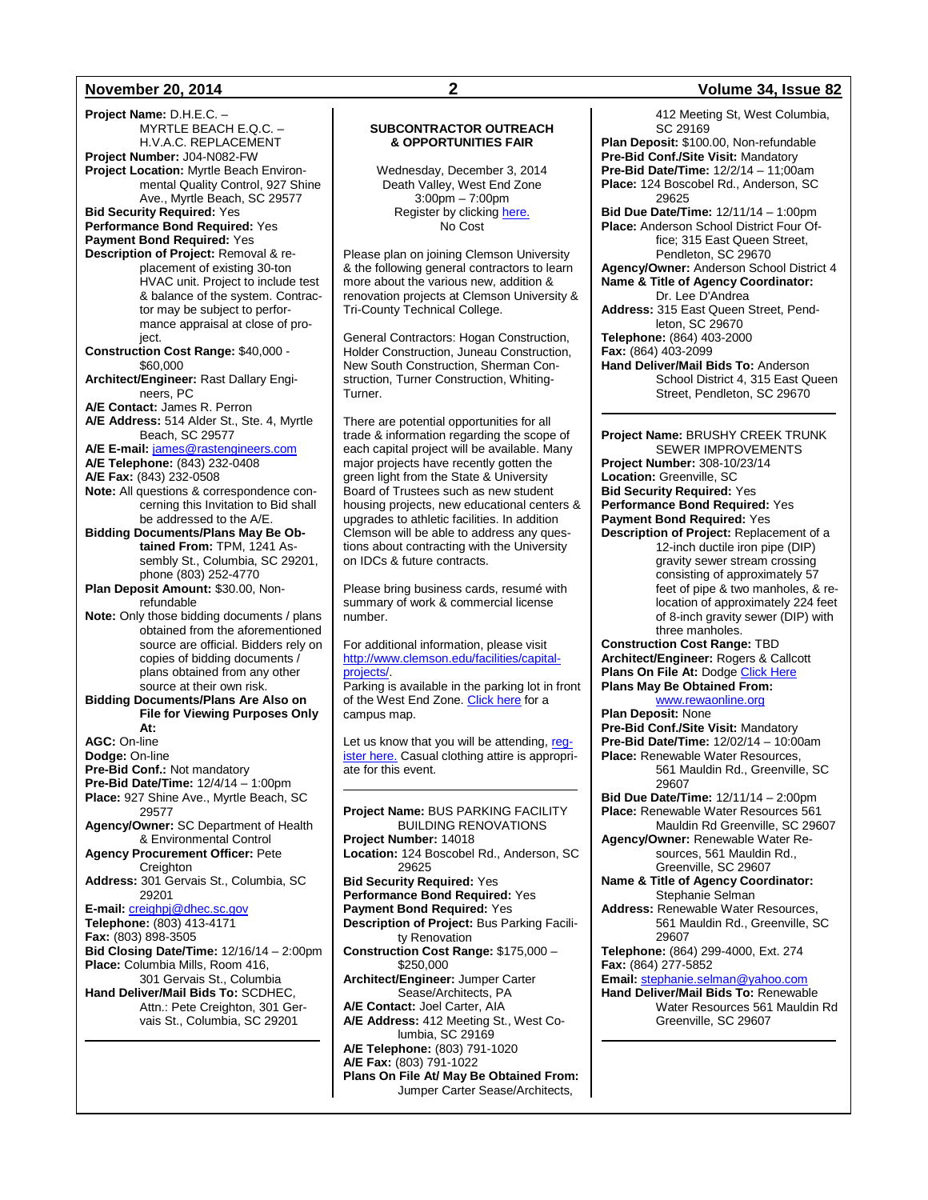**Project Name:** D.H.E.C. – MYRTLE BEACH E.Q.C. – H.V.A.C. REPLACEMENT
**Project Number:** J04-N082-FW
**Project Location:** Myrtle Beach Environmental Quality Control, 927 Shine Ave., Myrtle Beach, SC 29577
**Bid Security Required:** Yes
**Performance Bond Required:** Yes
**Payment Bond Required:** Yes
**Description of Project:** Removal & replacement of existing 30-ton HVAC unit. Project to include test & balance of the system. Contractor may be subject to performance appraisal at close of project.
**Construction Cost Range:** $40,000 - $60,000
**Architect/Engineer:** Rast Dallary Engineers, PC
**A/E Contact:** James R. Perron
**A/E Address:** 514 Alder St., Ste. 4, Myrtle Beach, SC 29577
**A/E E-mail:** james@rastengineers.com
**A/E Telephone:** (843) 232-0408
**A/E Fax:** (843) 232-0508
**Note:** All questions & correspondence concerning this Invitation to Bid shall be addressed to the A/E.
**Bidding Documents/Plans May Be Obtained From:** TPM, 1241 Assembly St., Columbia, SC 29201, phone (803) 252-4770
**Plan Deposit Amount:** $30.00, Non-refundable
**Note:** Only those bidding documents / plans obtained from the aforementioned source are official. Bidders rely on copies of bidding documents / plans obtained from any other source at their own risk.
**Bidding Documents/Plans Are Also on File for Viewing Purposes Only At:**
**AGC:** On-line
**Dodge:** On-line
**Pre-Bid Conf.:** Not mandatory
**Pre-Bid Date/Time:** 12/4/14 – 1:00pm
**Place:** 927 Shine Ave., Myrtle Beach, SC 29577
**Agency/Owner:** SC Department of Health & Environmental Control
**Agency Procurement Officer:** Pete Creighton
**Address:** 301 Gervais St., Columbia, SC 29201
**E-mail:** creighpj@dhec.sc.gov
**Telephone:** (803) 413-4171
**Fax:** (803) 898-3505
**Bid Closing Date/Time:** 12/16/14 – 2:00pm
**Place:** Columbia Mills, Room 416, 301 Gervais St., Columbia
**Hand Deliver/Mail Bids To:** SCDHEC, Attn.: Pete Creighton, 301 Gervais St., Columbia, SC 29201

---

**SUBCONTRACTOR OUTREACH & OPPORTUNITIES FAIR**

Wednesday, December 3, 2014
Death Valley, West End Zone
3:00pm – 7:00pm
Register by clicking here.
No Cost

Please plan on joining Clemson University & the following general contractors to learn more about the various new, addition & renovation projects at Clemson University & Tri-County Technical College.

General Contractors: Hogan Construction, Holder Construction, Juneau Construction, New South Construction, Sherman Construction, Turner Construction, Whiting-Turner.

There are potential opportunities for all trade & information regarding the scope of each capital project will be available. Many major projects have recently gotten the green light from the State & University Board of Trustees such as new student housing projects, new educational centers & upgrades to athletic facilities. In addition Clemson will be able to address any questions about contracting with the University on IDCs & future contracts.

Please bring business cards, resumé with summary of work & commercial license number.

For additional information, please visit http://www.clemson.edu/facilities/capital-projects/.
Parking is available in the parking lot in front of the West End Zone. Click here for a campus map.

Let us know that you will be attending, register here. Casual clothing attire is appropriate for this event.

---

**Project Name:** BUS PARKING FACILITY BUILDING RENOVATIONS
**Project Number:** 14018
**Location:** 124 Boscobel Rd., Anderson, SC 29625
**Bid Security Required:** Yes
**Performance Bond Required:** Yes
**Payment Bond Required:** Yes
**Description of Project:** Bus Parking Facility Renovation
**Construction Cost Range:** $175,000 – $250,000
**Architect/Engineer:** Jumper Carter Sease/Architects, PA
**A/E Contact:** Joel Carter, AIA
**A/E Address:** 412 Meeting St., West Columbia, SC 29169
**A/E Telephone:** (803) 791-1020
**A/E Fax:** (803) 791-1022
**Plans On File At/ May Be Obtained From:** Jumper Carter Sease/Architects, 412 Meeting St, West Columbia, SC 29169
**Plan Deposit:** $100.00, Non-refundable
**Pre-Bid Conf./Site Visit:** Mandatory
**Pre-Bid Date/Time:** 12/2/14 – 11;00am
**Place:** 124 Boscobel Rd., Anderson, SC 29625
**Bid Due Date/Time:** 12/11/14 – 1:00pm
**Place:** Anderson School District Four Office; 315 East Queen Street, Pendleton, SC 29670
**Agency/Owner:** Anderson School District 4
**Name & Title of Agency Coordinator:** Dr. Lee D'Andrea
**Address:** 315 East Queen Street, Pendleton, SC 29670
**Telephone:** (864) 403-2000
**Fax:** (864) 403-2099
**Hand Deliver/Mail Bids To:** Anderson School District 4, 315 East Queen Street, Pendleton, SC 29670

---

**Project Name:** BRUSHY CREEK TRUNK SEWER IMPROVEMENTS
**Project Number:** 308-10/23/14
**Location:** Greenville, SC
**Bid Security Required:** Yes
**Performance Bond Required:** Yes
**Payment Bond Required:** Yes
**Description of Project:** Replacement of a 12-inch ductile iron pipe (DIP) gravity sewer stream crossing consisting of approximately 57 feet of pipe & two manholes, & relocation of approximately 224 feet of 8-inch gravity sewer (DIP) with three manholes.
**Construction Cost Range:** TBD
**Architect/Engineer:** Rogers & Callcott
**Plans On File At:** Dodge Click Here
**Plans May Be Obtained From:** www.rewaonline.org
**Plan Deposit:** None
**Pre-Bid Conf./Site Visit:** Mandatory
**Pre-Bid Date/Time:** 12/02/14 – 10:00am
**Place:** Renewable Water Resources, 561 Mauldin Rd., Greenville, SC 29607
**Bid Due Date/Time:** 12/11/14 – 2:00pm
**Place:** Renewable Water Resources 561 Mauldin Rd Greenville, SC 29607
**Agency/Owner:** Renewable Water Resources, 561 Mauldin Rd., Greenville, SC 29607
**Name & Title of Agency Coordinator:** Stephanie Selman
**Address:** Renewable Water Resources, 561 Mauldin Rd., Greenville, SC 29607
**Telephone:** (864) 299-4000, Ext. 274
**Fax:** (864) 277-5852
**Email:** stephanie.selman@yahoo.com
**Hand Deliver/Mail Bids To:** Renewable Water Resources 561 Mauldin Rd Greenville, SC 29607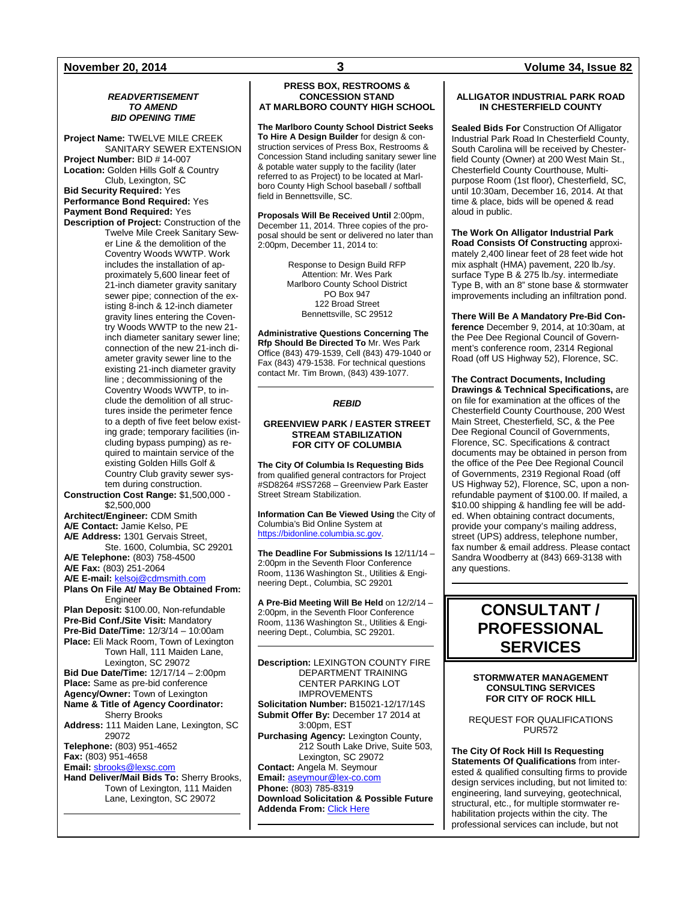***READVERTISEMENT TO AMEND BID OPENING TIME***

**Project Name:** TWELVE MILE CREEK SANITARY SEWER EXTENSION
**Project Number:** BID # 14-007
**Location:** Golden Hills Golf & Country Club, Lexington, SC
**Bid Security Required:** Yes
**Performance Bond Required:** Yes
**Payment Bond Required:** Yes
**Description of Project:** Construction of the Twelve Mile Creek Sanitary Sewer Line & the demolition of the Coventry Woods WWTP. Work includes the installation of approximately 5,600 linear feet of 21-inch diameter gravity sanitary sewer pipe; connection of the existing 8-inch & 12-inch diameter gravity lines entering the Coventry Woods WWTP to the new 21-inch diameter sanitary sewer line; connection of the new 21-inch diameter gravity sewer line to the existing 21-inch diameter gravity line ; decommissioning of the Coventry Woods WWTP, to include the demolition of all structures inside the perimeter fence to a depth of five feet below existing grade; temporary facilities (including bypass pumping) as required to maintain service of the existing Golden Hills Golf & Country Club gravity sewer system during construction.
**Construction Cost Range:** $1,500,000 - $2,500,000
**Architect/Engineer:** CDM Smith
**A/E Contact:** Jamie Kelso, PE
**A/E Address:** 1301 Gervais Street, Ste. 1600, Columbia, SC 29201
**A/E Telephone:** (803) 758-4500
**A/E Fax:** (803) 251-2064
**A/E E-mail:** kelsoj@cdmsmith.com
**Plans On File At/ May Be Obtained From:** Engineer
**Plan Deposit:** $100.00, Non-refundable
**Pre-Bid Conf./Site Visit:** Mandatory
**Pre-Bid Date/Time:** 12/3/14 – 10:00am
**Place:** Eli Mack Room, Town of Lexington Town Hall, 111 Maiden Lane, Lexington, SC 29072
**Bid Due Date/Time:** 12/17/14 – 2:00pm
**Place:** Same as pre-bid conference
**Agency/Owner:** Town of Lexington
**Name & Title of Agency Coordinator:** Sherry Brooks
**Address:** 111 Maiden Lane, Lexington, SC 29072
**Telephone:** (803) 951-4652
**Fax:** (803) 951-4658
**Email:** sbrooks@lexsc.com
**Hand Deliver/Mail Bids To:** Sherry Brooks, Town of Lexington, 111 Maiden Lane, Lexington, SC 29072

---

**PRESS BOX, RESTROOMS & CONCESSION STAND AT MARLBORO COUNTY HIGH SCHOOL**

**The Marlboro County School District Seeks To Hire A Design Builder** for design & construction services of Press Box, Restrooms & Concession Stand including sanitary sewer line & potable water supply to the facility (later referred to as Project) to be located at Marlboro County High School baseball / softball field in Bennettsville, SC.

**Proposals Will Be Received Until** 2:00pm, December 11, 2014. Three copies of the proposal should be sent or delivered no later than 2:00pm, December 11, 2014 to:

Response to Design Build RFP
Attention: Mr. Wes Park
Marlboro County School District
PO Box 947
122 Broad Street
Bennettsville, SC 29512

**Administrative Questions Concerning The Rfp Should Be Directed To** Mr. Wes Park Office (843) 479-1539, Cell (843) 479-1040 or Fax (843) 479-1538. For technical questions contact Mr. Tim Brown, (843) 439-1077.

---

***REBID***

**GREENVIEW PARK / EASTER STREET STREAM STABILIZATION FOR CITY OF COLUMBIA**

**The City Of Columbia Is Requesting Bids** from qualified general contractors for Project #SD8264 #SS7268 – Greenview Park Easter Street Stream Stabilization.

**Information Can Be Viewed Using** the City of Columbia's Bid Online System at https://bidonline.columbia.sc.gov.

**The Deadline For Submissions Is** 12/11/14 – 2:00pm in the Seventh Floor Conference Room, 1136 Washington St., Utilities & Engineering Dept., Columbia, SC 29201

**A Pre-Bid Meeting Will Be Held** on 12/2/14 – 2:00pm, in the Seventh Floor Conference Room, 1136 Washington St., Utilities & Engineering Dept., Columbia, SC 29201.

---

**Description:** LEXINGTON COUNTY FIRE DEPARTMENT TRAINING CENTER PARKING LOT IMPROVEMENTS
**Solicitation Number:** B15021-12/17/14S
**Submit Offer By:** December 17 2014 at 3:00pm, EST
**Purchasing Agency:** Lexington County, 212 South Lake Drive, Suite 503, Lexington, SC 29072
**Contact:** Angela M. Seymour
**Email:** aseymour@lex-co.com
**Phone:** (803) 785-8319
**Download Solicitation & Possible Future Addenda From:** Click Here

---

**ALLIGATOR INDUSTRIAL PARK ROAD IN CHESTERFIELD COUNTY**

**Sealed Bids For** Construction Of Alligator Industrial Park Road In Chesterfield County, South Carolina will be received by Chesterfield County (Owner) at 200 West Main St., Chesterfield County Courthouse, Multipurpose Room (1st floor), Chesterfield, SC, until 10:30am, December 16, 2014. At that time & place, bids will be opened & read aloud in public.

**The Work On Alligator Industrial Park Road Consists Of Constructing** approximately 2,400 linear feet of 28 feet wide hot mix asphalt (HMA) pavement, 220 lb./sy. surface Type B & 275 lb./sy. intermediate Type B, with an 8" stone base & stormwater improvements including an infiltration pond.

**There Will Be A Mandatory Pre-Bid Conference** December 9, 2014, at 10:30am, at the Pee Dee Regional Council of Government's conference room, 2314 Regional Road (off US Highway 52), Florence, SC.

**The Contract Documents, Including Drawings & Technical Specifications,** are on file for examination at the offices of the Chesterfield County Courthouse, 200 West Main Street, Chesterfield, SC, & the Pee Dee Regional Council of Governments, Florence, SC. Specifications & contract documents may be obtained in person from the office of the Pee Dee Regional Council of Governments, 2319 Regional Road (off US Highway 52), Florence, SC, upon a non-refundable payment of $100.00. If mailed, a $10.00 shipping & handling fee will be added. When obtaining contract documents, provide your company's mailing address, street (UPS) address, telephone number, fax number & email address. Please contact Sandra Woodberry at (843) 669-3138 with any questions.

---

# CONSULTANT / PROFESSIONAL SERVICES

**STORMWATER MANAGEMENT CONSULTING SERVICES FOR CITY OF ROCK HILL**

REQUEST FOR QUALIFICATIONS PUR572

**The City Of Rock Hill Is Requesting Statements Of Qualifications** from interested & qualified consulting firms to provide design services including, but not limited to: engineering, land surveying, geotechnical, structural, etc., for multiple stormwater rehabilitation projects within the city. The professional services can include, but not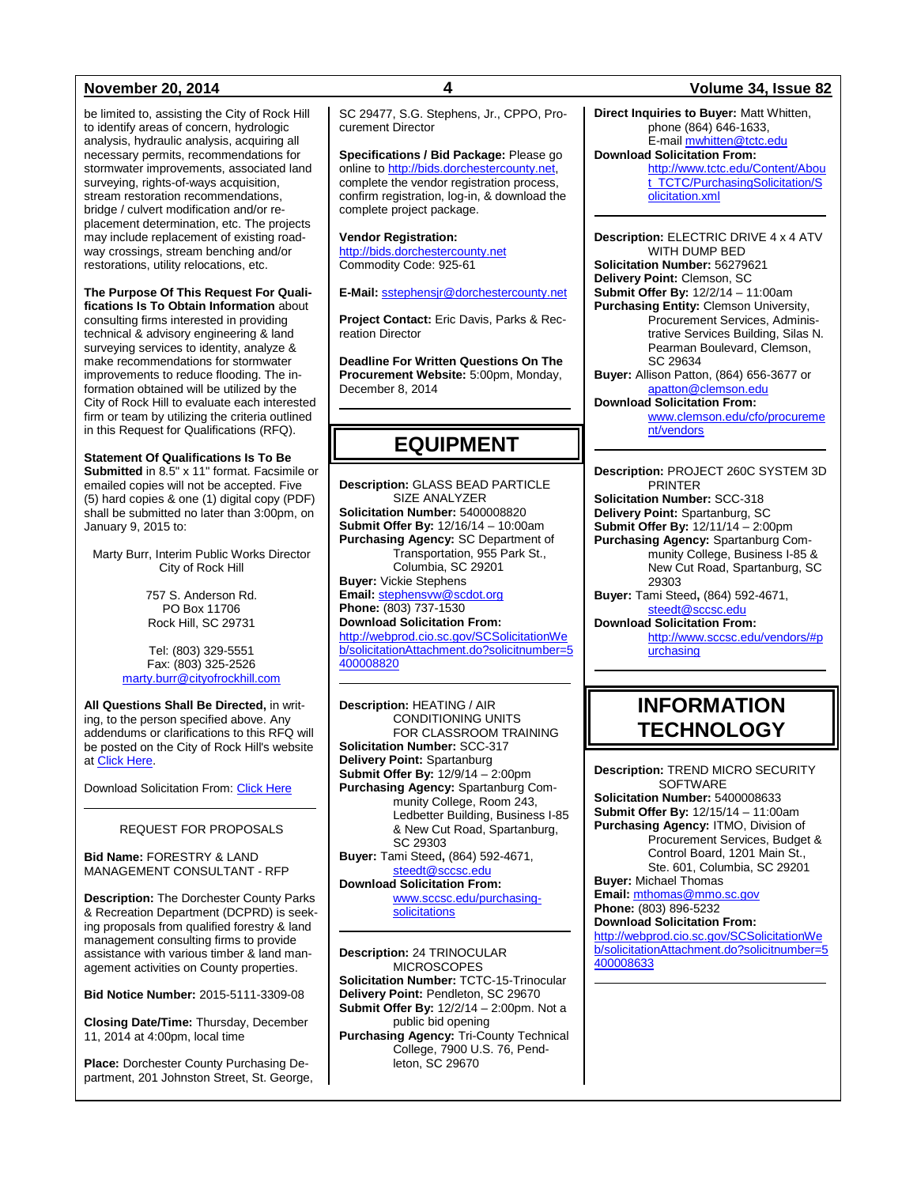be limited to, assisting the City of Rock Hill to identify areas of concern, hydrologic analysis, hydraulic analysis, acquiring all necessary permits, recommendations for stormwater improvements, associated land surveying, rights-of-ways acquisition, stream restoration recommendations, bridge / culvert modification and/or replacement determination, etc. The projects may include replacement of existing roadway crossings, stream benching and/or restorations, utility relocations, etc.

**The Purpose Of This Request For Qualifications Is To Obtain Information** about consulting firms interested in providing technical & advisory engineering & land surveying services to identity, analyze & make recommendations for stormwater improvements to reduce flooding. The information obtained will be utilized by the City of Rock Hill to evaluate each interested firm or team by utilizing the criteria outlined in this Request for Qualifications (RFQ).

**Statement Of Qualifications Is To Be Submitted** in 8.5" x 11" format. Facsimile or emailed copies will not be accepted. Five (5) hard copies & one (1) digital copy (PDF) shall be submitted no later than 3:00pm, on January 9, 2015 to:

Marty Burr, Interim Public Works Director
City of Rock Hill

757 S. Anderson Rd.
PO Box 11706
Rock Hill, SC 29731

Tel: (803) 329-5551
Fax: (803) 325-2526
marty.burr@cityofrockhill.com

**All Questions Shall Be Directed,** in writing, to the person specified above. Any addendums or clarifications to this RFQ will be posted on the City of Rock Hill's website at Click Here.

Download Solicitation From: Click Here

---

REQUEST FOR PROPOSALS

**Bid Name:** FORESTRY & LAND MANAGEMENT CONSULTANT - RFP

**Description:** The Dorchester County Parks & Recreation Department (DCPRD) is seeking proposals from qualified forestry & land management consulting firms to provide assistance with various timber & land management activities on County properties.

**Bid Notice Number:** 2015-5111-3309-08

**Closing Date/Time:** Thursday, December 11, 2014 at 4:00pm, local time

**Place:** Dorchester County Purchasing Department, 201 Johnston Street, St. George, SC 29477, S.G. Stephens, Jr., CPPO, Procurement Director

**Specifications / Bid Package:** Please go online to http://bids.dorchestercounty.net, complete the vendor registration process, confirm registration, log-in, & download the complete project package.

**Vendor Registration:**
http://bids.dorchestercounty.net
Commodity Code: 925-61

**E-Mail:** sstephensjr@dorchestercounty.net

**Project Contact:** Eric Davis, Parks & Recreation Director

**Deadline For Written Questions On The Procurement Website:** 5:00pm, Monday, December 8, 2014

---

# EQUIPMENT

**Description:** GLASS BEAD PARTICLE SIZE ANALYZER
**Solicitation Number:** 5400008820
**Submit Offer By:** 12/16/14 – 10:00am
**Purchasing Agency:** SC Department of Transportation, 955 Park St., Columbia, SC 29201
**Buyer:** Vickie Stephens
**Email:** stephensvw@scdot.org
**Phone:** (803) 737-1530
**Download Solicitation From:**
http://webprod.cio.sc.gov/SCSolicitationWeb/solicitationAttachment.do?solicitnumber=5400008820

---

**Description:** HEATING / AIR CONDITIONING UNITS FOR CLASSROOM TRAINING
**Solicitation Number:** SCC-317
**Delivery Point:** Spartanburg
**Submit Offer By:** 12/9/14 – 2:00pm
**Purchasing Agency:** Spartanburg Community College, Room 243, Ledbetter Building, Business I-85 & New Cut Road, Spartanburg, SC 29303
**Buyer:** Tami Steed**,** (864) 592-4671, steedt@sccsc.edu
**Download Solicitation From:**
www.sccsc.edu/purchasing-solicitations

---

**Description:** 24 TRINOCULAR MICROSCOPES
**Solicitation Number:** TCTC-15-Trinocular
**Delivery Point:** Pendleton, SC 29670
**Submit Offer By:** 12/2/14 – 2:00pm. Not a public bid opening
**Purchasing Agency:** Tri-County Technical College, 7900 U.S. 76, Pendleton, SC 29670
**Direct Inquiries to Buyer:** Matt Whitten, phone (864) 646-1633, E-mail mwhitten@tctc.edu
**Download Solicitation From:**
http://www.tctc.edu/Content/About_TCTC/PurchasingSolicitation/Solicitation.xml

---

**Description:** ELECTRIC DRIVE 4 x 4 ATV WITH DUMP BED
**Solicitation Number:** 56279621
**Delivery Point:** Clemson, SC
**Submit Offer By:** 12/2/14 – 11:00am
**Purchasing Entity:** Clemson University, Procurement Services, Administrative Services Building, Silas N. Pearman Boulevard, Clemson, SC 29634
**Buyer:** Allison Patton, (864) 656-3677 or apatton@clemson.edu
**Download Solicitation From:**
www.clemson.edu/cfo/procurement/vendors

---

**Description:** PROJECT 260C SYSTEM 3D PRINTER
**Solicitation Number:** SCC-318
**Delivery Point:** Spartanburg, SC
**Submit Offer By:** 12/11/14 – 2:00pm
**Purchasing Agency:** Spartanburg Community College, Business I-85 & New Cut Road, Spartanburg, SC 29303
**Buyer:** Tami Steed**,** (864) 592-4671, steedt@sccsc.edu
**Download Solicitation From:**
http://www.sccsc.edu/vendors/#purchasing

---

# INFORMATION TECHNOLOGY

**Description:** TREND MICRO SECURITY SOFTWARE
**Solicitation Number:** 5400008633
**Submit Offer By:** 12/15/14 – 11:00am
**Purchasing Agency:** ITMO, Division of Procurement Services, Budget & Control Board, 1201 Main St., Ste. 601, Columbia, SC 29201
**Buyer:** Michael Thomas
**Email:** mthomas@mmo.sc.gov
**Phone:** (803) 896-5232
**Download Solicitation From:**
http://webprod.cio.sc.gov/SCSolicitationWeb/solicitationAttachment.do?solicitnumber=5400008633

---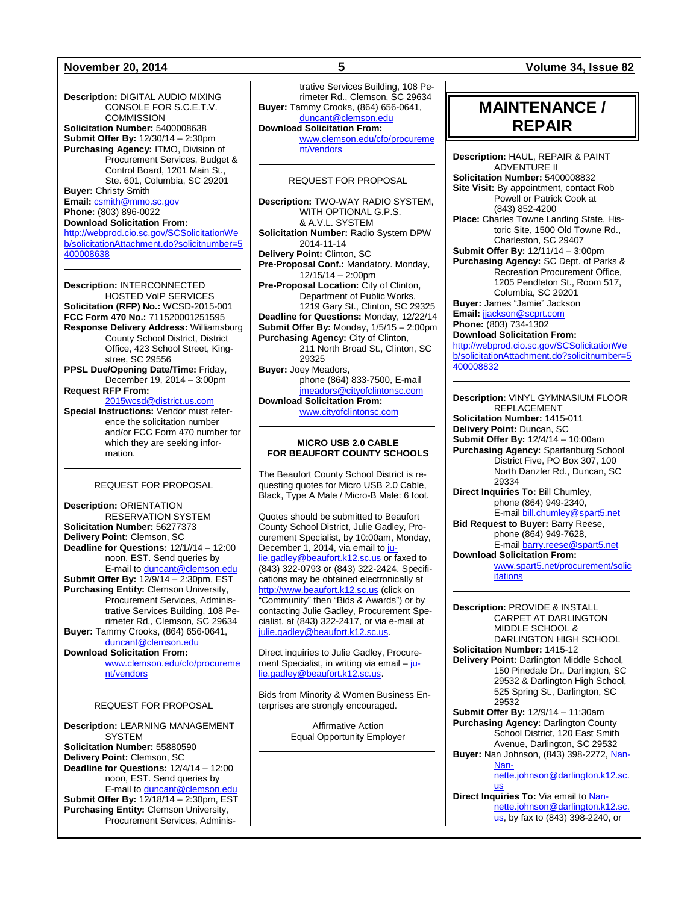**Description:** DIGITAL AUDIO MIXING CONSOLE FOR S.C.E.T.V. COMMISSION
**Solicitation Number:** 5400008638
**Submit Offer By:** 12/30/14 – 2:30pm
**Purchasing Agency:** ITMO, Division of Procurement Services, Budget & Control Board, 1201 Main St., Ste. 601, Columbia, SC 29201
**Buyer:** Christy Smith
**Email:** csmith@mmo.sc.gov
**Phone:** (803) 896-0022
**Download Solicitation From:**
http://webprod.cio.sc.gov/SCSolicitationWeb/solicitationAttachment.do?solicitnumber=5400008638

---

**Description:** INTERCONNECTED HOSTED VoIP SERVICES
**Solicitation (RFP) No.:** WCSD-2015-001
**FCC Form 470 No.:** 711520001251595
**Response Delivery Address:** Williamsburg County School District, District Office, 423 School Street, Kingstree, SC 29556
**PPSL Due/Opening Date/Time:** Friday, December 19, 2014 – 3:00pm
**Request RFP From:**
2015wcsd@district.us.com
**Special Instructions:** Vendor must reference the solicitation number and/or FCC Form 470 number for which they are seeking information.

---

REQUEST FOR PROPOSAL

**Description:** ORIENTATION RESERVATION SYSTEM
**Solicitation Number:** 56277373
**Delivery Point:** Clemson, SC
**Deadline for Questions:** 12/1//14 – 12:00 noon, EST. Send queries by E-mail to duncant@clemson.edu
**Submit Offer By:** 12/9/14 – 2:30pm, EST
**Purchasing Entity:** Clemson University, Procurement Services, Administrative Services Building, 108 Perimeter Rd., Clemson, SC 29634
**Buyer:** Tammy Crooks, (864) 656-0641, duncant@clemson.edu
**Download Solicitation From:**
www.clemson.edu/cfo/procurement/vendors

---

REQUEST FOR PROPOSAL

**Description:** LEARNING MANAGEMENT SYSTEM
**Solicitation Number:** 55880590
**Delivery Point:** Clemson, SC
**Deadline for Questions:** 12/4/14 – 12:00 noon, EST. Send queries by E-mail to duncant@clemson.edu
**Submit Offer By:** 12/18/14 – 2:30pm, EST
**Purchasing Entity:** Clemson University, Procurement Services, Administrative Services Building, 108 Perimeter Rd., Clemson, SC 29634
**Buyer:** Tammy Crooks, (864) 656-0641, duncant@clemson.edu
**Download Solicitation From:**
www.clemson.edu/cfo/procurement/vendors

---

REQUEST FOR PROPOSAL

**Description:** TWO-WAY RADIO SYSTEM, WITH OPTIONAL G.P.S. & A.V.L. SYSTEM
**Solicitation Number:** Radio System DPW 2014-11-14
**Delivery Point:** Clinton, SC
**Pre-Proposal Conf.:** Mandatory. Monday, 12/15/14 – 2:00pm
**Pre-Proposal Location:** City of Clinton, Department of Public Works, 1219 Gary St., Clinton, SC 29325
**Deadline for Questions:** Monday, 12/22/14
**Submit Offer By:** Monday, 1/5/15 – 2:00pm
**Purchasing Agency:** City of Clinton, 211 North Broad St., Clinton, SC 29325
**Buyer:** Joey Meadors, phone (864) 833-7500, E-mail jmeadors@cityofclintonsc.com
**Download Solicitation From:**
www.cityofclintonsc.com

---

**MICRO USB 2.0 CABLE FOR BEAUFORT COUNTY SCHOOLS**

The Beaufort County School District is requesting quotes for Micro USB 2.0 Cable, Black, Type A Male / Micro-B Male: 6 foot.

Quotes should be submitted to Beaufort County School District, Julie Gadley, Procurement Specialist, by 10:00am, Monday, December 1, 2014, via email to julie.gadley@beaufort.k12.sc.us or faxed to (843) 322-0793 or (843) 322-2424. Specifications may be obtained electronically at http://www.beaufort.k12.sc.us (click on "Community" then "Bids & Awards") or by contacting Julie Gadley, Procurement Specialist, at (843) 322-2417, or via e-mail at julie.gadley@beaufort.k12.sc.us.

Direct inquiries to Julie Gadley, Procurement Specialist, in writing via email – julie.gadley@beaufort.k12.sc.us.

Bids from Minority & Women Business Enterprises are strongly encouraged.

Affirmative Action
Equal Opportunity Employer

---

# MAINTENANCE / REPAIR

**Description:** HAUL, REPAIR & PAINT ADVENTURE II
**Solicitation Number:** 5400008832
**Site Visit:** By appointment, contact Rob Powell or Patrick Cook at (843) 852-4200
**Place:** Charles Towne Landing State, Historic Site, 1500 Old Towne Rd., Charleston, SC 29407
**Submit Offer By:** 12/11/14 – 3:00pm
**Purchasing Agency:** SC Dept. of Parks & Recreation Procurement Office, 1205 Pendleton St., Room 517, Columbia, SC 29201
**Buyer:** James "Jamie" Jackson
**Email:** jjackson@scprt.com
**Phone:** (803) 734-1302
**Download Solicitation From:**
http://webprod.cio.sc.gov/SCSolicitationWeb/solicitationAttachment.do?solicitnumber=5400008832

---

**Description:** VINYL GYMNASIUM FLOOR REPLACEMENT
**Solicitation Number:** 1415-011
**Delivery Point:** Duncan, SC
**Submit Offer By:** 12/4/14 – 10:00am
**Purchasing Agency:** Spartanburg School District Five, PO Box 307, 100 North Danzler Rd., Duncan, SC 29334
**Direct Inquiries To:** Bill Chumley, phone (864) 949-2340, E-mail bill.chumley@spart5.net
**Bid Request to Buyer:** Barry Reese, phone (864) 949-7628, E-mail barry.reese@spart5.net
**Download Solicitation From:**
www.spart5.net/procurement/solicitations

---

**Description:** PROVIDE & INSTALL CARPET AT DARLINGTON MIDDLE SCHOOL & DARLINGTON HIGH SCHOOL
**Solicitation Number:** 1415-12
**Delivery Point:** Darlington Middle School, 150 Pinedale Dr., Darlington, SC 29532 & Darlington High School, 525 Spring St., Darlington, SC 29532
**Submit Offer By:** 12/9/14 – 11:30am
**Purchasing Agency:** Darlington County School District, 120 East Smith Avenue, Darlington, SC 29532
**Buyer:** Nan Johnson, (843) 398-2272, Nannette.johnson@darlington.k12.sc.us
**Direct Inquiries To:** Via email to Nannette.johnson@darlington.k12.sc.us, by fax to (843) 398-2240, or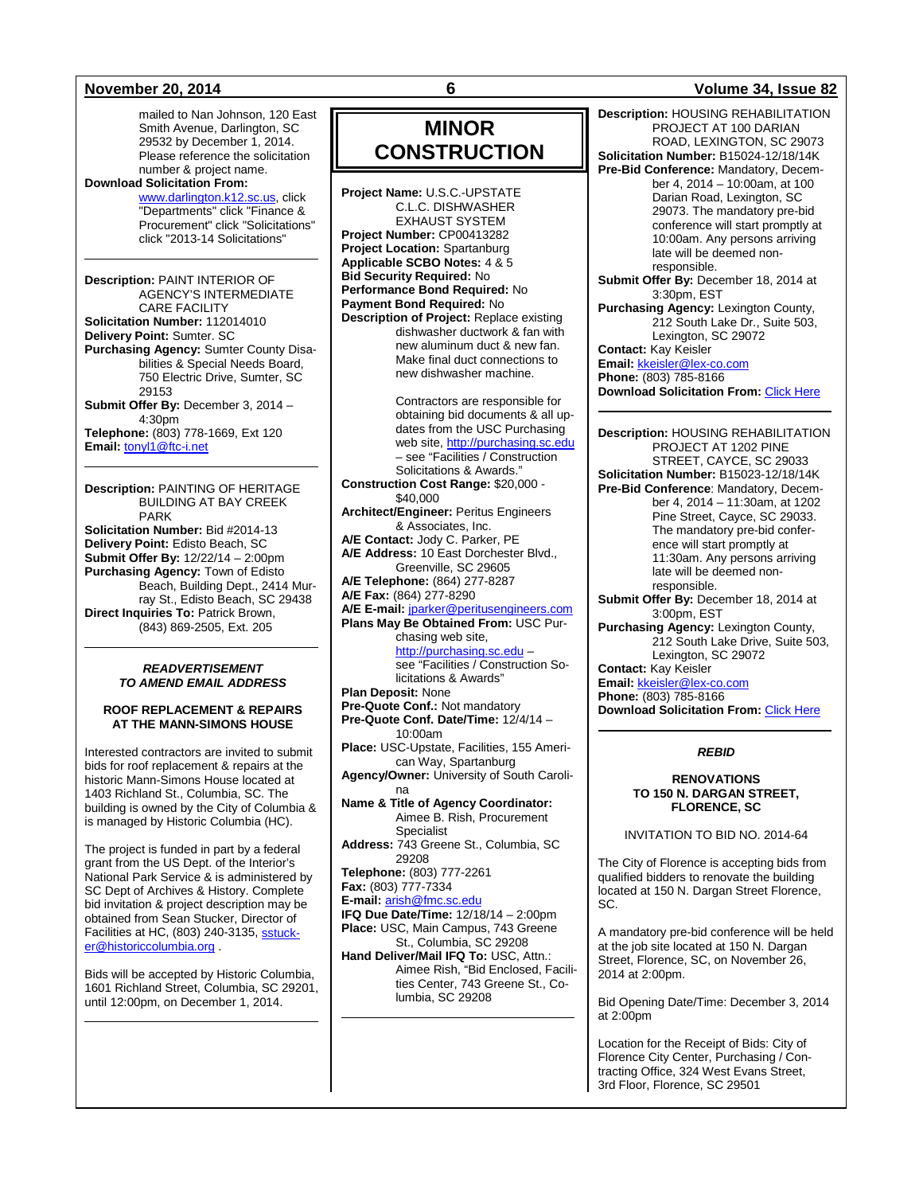mailed to Nan Johnson, 120 East Smith Avenue, Darlington, SC 29532 by December 1, 2014. Please reference the solicitation number & project name.

**Download Solicitation From:** www.darlington.k12.sc.us, click "Departments" click "Finance & Procurement" click "Solicitations" click "2013-14 Solicitations"

---

**Description:** PAINT INTERIOR OF AGENCY'S INTERMEDIATE CARE FACILITY
**Solicitation Number:** 112014010
**Delivery Point:** Sumter. SC
**Purchasing Agency:** Sumter County Disabilities & Special Needs Board, 750 Electric Drive, Sumter, SC 29153
**Submit Offer By:** December 3, 2014 – 4:30pm
**Telephone:** (803) 778-1669, Ext 120
**Email:** tonyl1@ftc-i.net

---

**Description:** PAINTING OF HERITAGE BUILDING AT BAY CREEK PARK
**Solicitation Number:** Bid #2014-13
**Delivery Point:** Edisto Beach, SC
**Submit Offer By:** 12/22/14 – 2:00pm
**Purchasing Agency:** Town of Edisto Beach, Building Dept., 2414 Murray St., Edisto Beach, SC 29438
**Direct Inquiries To:** Patrick Brown, (843) 869-2505, Ext. 205

---

***READVERTISEMENT***
***TO AMEND EMAIL ADDRESS***

**ROOF REPLACEMENT & REPAIRS AT THE MANN-SIMONS HOUSE**

Interested contractors are invited to submit bids for roof replacement & repairs at the historic Mann-Simons House located at 1403 Richland St., Columbia, SC. The building is owned by the City of Columbia & is managed by Historic Columbia (HC).

The project is funded in part by a federal grant from the US Dept. of the Interior's National Park Service & is administered by SC Dept of Archives & History. Complete bid invitation & project description may be obtained from Sean Stucker, Director of Facilities at HC, (803) 240-3135, sstucker@historiccolumbia.org .

Bids will be accepted by Historic Columbia, 1601 Richland Street, Columbia, SC 29201, until 12:00pm, on December 1, 2014.

---

# MINOR CONSTRUCTION

**Project Name:** U.S.C.-UPSTATE C.L.C. DISHWASHER EXHAUST SYSTEM
**Project Number:** CP00413282
**Project Location:** Spartanburg
**Applicable SCBO Notes:** 4 & 5
**Bid Security Required:** No
**Performance Bond Required:** No
**Payment Bond Required:** No
**Description of Project:** Replace existing dishwasher ductwork & fan with new aluminum duct & new fan. Make final duct connections to new dishwasher machine.

Contractors are responsible for obtaining bid documents & all updates from the USC Purchasing web site, http://purchasing.sc.edu – see "Facilities / Construction Solicitations & Awards."

**Construction Cost Range:** $20,000 - $40,000
**Architect/Engineer:** Peritus Engineers & Associates, Inc.
**A/E Contact:** Jody C. Parker, PE
**A/E Address:** 10 East Dorchester Blvd., Greenville, SC 29605
**A/E Telephone:** (864) 277-8287
**A/E Fax:** (864) 277-8290
**A/E E-mail:** jparker@peritusengineers.com
**Plans May Be Obtained From:** USC Purchasing web site, http://purchasing.sc.edu – see "Facilities / Construction Solicitations & Awards"
**Plan Deposit:** None
**Pre-Quote Conf.:** Not mandatory
**Pre-Quote Conf. Date/Time:** 12/4/14 – 10:00am
**Place:** USC-Upstate, Facilities, 155 American Way, Spartanburg
**Agency/Owner:** University of South Carolina
**Name & Title of Agency Coordinator:** Aimee B. Rish, Procurement Specialist
**Address:** 743 Greene St., Columbia, SC 29208
**Telephone:** (803) 777-2261
**Fax:** (803) 777-7334
**E-mail:** arish@fmc.sc.edu
**IFQ Due Date/Time:** 12/18/14 – 2:00pm
**Place:** USC, Main Campus, 743 Greene St., Columbia, SC 29208
**Hand Deliver/Mail IFQ To:** USC, Attn.: Aimee Rish, "Bid Enclosed, Facilities Center, 743 Greene St., Columbia, SC 29208

---

**Description:** HOUSING REHABILITATION PROJECT AT 100 DARIAN ROAD, LEXINGTON, SC 29073
**Solicitation Number:** B15024-12/18/14K
**Pre-Bid Conference:** Mandatory, December 4, 2014 – 10:00am, at 100 Darian Road, Lexington, SC 29073. The mandatory pre-bid conference will start promptly at 10:00am. Any persons arriving late will be deemed non-responsible.
**Submit Offer By:** December 18, 2014 at 3:30pm, EST
**Purchasing Agency:** Lexington County, 212 South Lake Dr., Suite 503, Lexington, SC 29072
**Contact:** Kay Keisler
**Email:** kkeisler@lex-co.com
**Phone:** (803) 785-8166
**Download Solicitation From:** Click Here

---

**Description:** HOUSING REHABILITATION PROJECT AT 1202 PINE STREET, CAYCE, SC 29033
**Solicitation Number:** B15023-12/18/14K
**Pre-Bid Conference**: Mandatory, December 4, 2014 – 11:30am, at 1202 Pine Street, Cayce, SC 29033. The mandatory pre-bid conference will start promptly at 11:30am. Any persons arriving late will be deemed non-responsible.
**Submit Offer By:** December 18, 2014 at 3:00pm, EST
**Purchasing Agency:** Lexington County, 212 South Lake Drive, Suite 503, Lexington, SC 29072
**Contact:** Kay Keisler
**Email:** kkeisler@lex-co.com
**Phone:** (803) 785-8166
**Download Solicitation From:** Click Here

---

***REBID***

**RENOVATIONS TO 150 N. DARGAN STREET, FLORENCE, SC**

INVITATION TO BID NO. 2014-64

The City of Florence is accepting bids from qualified bidders to renovate the building located at 150 N. Dargan Street Florence, SC.

A mandatory pre-bid conference will be held at the job site located at 150 N. Dargan Street, Florence, SC, on November 26, 2014 at 2:00pm.

Bid Opening Date/Time: December 3, 2014 at 2:00pm

Location for the Receipt of Bids: City of Florence City Center, Purchasing / Contracting Office, 324 West Evans Street, 3rd Floor, Florence, SC 29501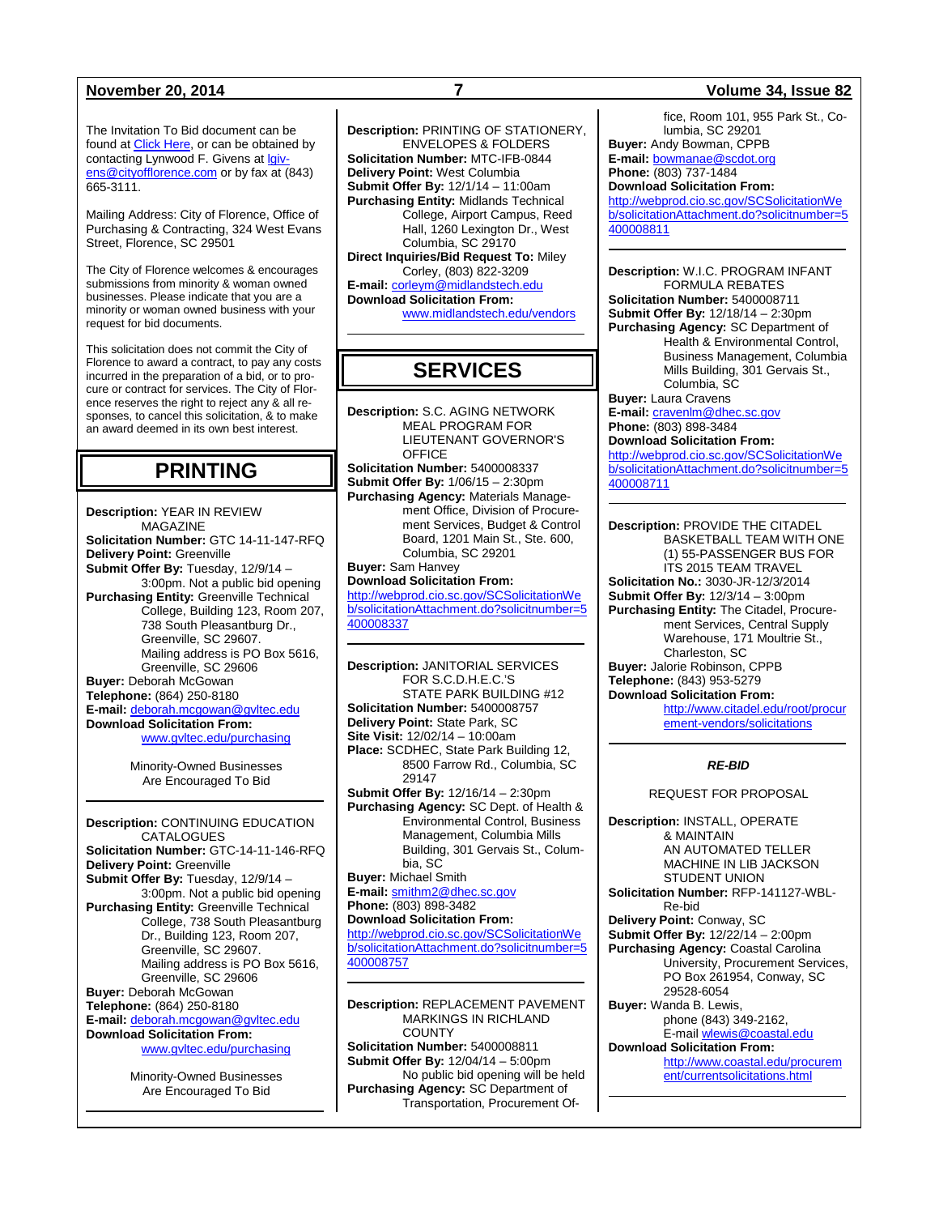The Invitation To Bid document can be found at Click Here, or can be obtained by contacting Lynwood F. Givens at lgivens@cityofflorence.com or by fax at (843) 665-3111.

Mailing Address: City of Florence, Office of Purchasing & Contracting, 324 West Evans Street, Florence, SC 29501

The City of Florence welcomes & encourages submissions from minority & woman owned businesses. Please indicate that you are a minority or woman owned business with your request for bid documents.

This solicitation does not commit the City of Florence to award a contract, to pay any costs incurred in the preparation of a bid, or to procure or contract for services. The City of Florence reserves the right to reject any & all responses, to cancel this solicitation, & to make an award deemed in its own best interest.

# PRINTING

**Description:** YEAR IN REVIEW MAGAZINE
**Solicitation Number:** GTC 14-11-147-RFQ
**Delivery Point:** Greenville
**Submit Offer By:** Tuesday, 12/9/14 – 3:00pm. Not a public bid opening
**Purchasing Entity:** Greenville Technical College, Building 123, Room 207, 738 South Pleasantburg Dr., Greenville, SC 29607. Mailing address is PO Box 5616, Greenville, SC 29606
**Buyer:** Deborah McGowan
**Telephone:** (864) 250-8180
**E-mail:** deborah.mcgowan@gvltec.edu
**Download Solicitation From:** www.gvltec.edu/purchasing

Minority-Owned Businesses Are Encouraged To Bid

---

**Description:** CONTINUING EDUCATION CATALOGUES
**Solicitation Number:** GTC-14-11-146-RFQ
**Delivery Point:** Greenville
**Submit Offer By:** Tuesday, 12/9/14 – 3:00pm. Not a public bid opening
**Purchasing Entity:** Greenville Technical College, 738 South Pleasantburg Dr., Building 123, Room 207, Greenville, SC 29607. Mailing address is PO Box 5616, Greenville, SC 29606
**Buyer:** Deborah McGowan
**Telephone:** (864) 250-8180
**E-mail:** deborah.mcgowan@gvltec.edu
**Download Solicitation From:** www.gvltec.edu/purchasing

Minority-Owned Businesses Are Encouraged To Bid

---

**Description:** PRINTING OF STATIONERY, ENVELOPES & FOLDERS
**Solicitation Number:** MTC-IFB-0844
**Delivery Point:** West Columbia
**Submit Offer By:** 12/1/14 – 11:00am
**Purchasing Entity:** Midlands Technical College, Airport Campus, Reed Hall, 1260 Lexington Dr., West Columbia, SC 29170
**Direct Inquiries/Bid Request To:** Miley Corley, (803) 822-3209
**E-mail:** corleym@midlandstech.edu
**Download Solicitation From:** www.midlandstech.edu/vendors

# SERVICES

**Description:** S.C. AGING NETWORK MEAL PROGRAM FOR LIEUTENANT GOVERNOR'S OFFICE
**Solicitation Number:** 5400008337
**Submit Offer By:** 1/06/15 – 2:30pm
**Purchasing Agency:** Materials Management Office, Division of Procurement Services, Budget & Control Board, 1201 Main St., Ste. 600, Columbia, SC 29201
**Buyer:** Sam Hanvey
**Download Solicitation From:**
http://webprod.cio.sc.gov/SCSolicitationWeb/solicitationAttachment.do?solicitnumber=5400008337

---

**Description:** JANITORIAL SERVICES FOR S.C.D.H.E.C.'S STATE PARK BUILDING #12
**Solicitation Number:** 5400008757
**Delivery Point:** State Park, SC
**Site Visit:** 12/02/14 – 10:00am
**Place:** SCDHEC, State Park Building 12, 8500 Farrow Rd., Columbia, SC 29147
**Submit Offer By:** 12/16/14 – 2:30pm
**Purchasing Agency:** SC Dept. of Health & Environmental Control, Business Management, Columbia Mills Building, 301 Gervais St., Columbia, SC
**Buyer:** Michael Smith
**E-mail:** smithm2@dhec.sc.gov
**Phone:** (803) 898-3482
**Download Solicitation From:**
http://webprod.cio.sc.gov/SCSolicitationWeb/solicitationAttachment.do?solicitnumber=5400008757

---

**Description:** REPLACEMENT PAVEMENT MARKINGS IN RICHLAND COUNTY
**Solicitation Number:** 5400008811
**Submit Offer By:** 12/04/14 – 5:00pm
No public bid opening will be held
**Purchasing Agency:** SC Department of Transportation, Procurement Office, Room 101, 955 Park St., Columbia, SC 29201
**Buyer:** Andy Bowman, CPPB
**E-mail:** bowmanae@scdot.org
**Phone:** (803) 737-1484
**Download Solicitation From:**
http://webprod.cio.sc.gov/SCSolicitationWeb/solicitationAttachment.do?solicitnumber=5400008811

---

**Description:** W.I.C. PROGRAM INFANT FORMULA REBATES
**Solicitation Number:** 5400008711
**Submit Offer By:** 12/18/14 – 2:30pm
**Purchasing Agency:** SC Department of Health & Environmental Control, Business Management, Columbia Mills Building, 301 Gervais St., Columbia, SC
**Buyer:** Laura Cravens
**E-mail:** cravenlm@dhec.sc.gov
**Phone:** (803) 898-3484
**Download Solicitation From:**
http://webprod.cio.sc.gov/SCSolicitationWeb/solicitationAttachment.do?solicitnumber=5400008711

---

**Description:** PROVIDE THE CITADEL BASKETBALL TEAM WITH ONE (1) 55-PASSENGER BUS FOR ITS 2015 TEAM TRAVEL
**Solicitation No.:** 3030-JR-12/3/2014
**Submit Offer By:** 12/3/14 – 3:00pm
**Purchasing Entity:** The Citadel, Procurement Services, Central Supply Warehouse, 171 Moultrie St., Charleston, SC
**Buyer:** Jalorie Robinson, CPPB
**Telephone:** (843) 953-5279
**Download Solicitation From:** http://www.citadel.edu/root/procurement-vendors/solicitations

---

***RE-BID***

REQUEST FOR PROPOSAL

**Description:** INSTALL, OPERATE & MAINTAIN AN AUTOMATED TELLER MACHINE IN LIB JACKSON STUDENT UNION
**Solicitation Number:** RFP-141127-WBL-Re-bid
**Delivery Point:** Conway, SC
**Submit Offer By:** 12/22/14 – 2:00pm
**Purchasing Agency:** Coastal Carolina University, Procurement Services, PO Box 261954, Conway, SC 29528-6054
**Buyer:** Wanda B. Lewis, phone (843) 349-2162, E-mail wlewis@coastal.edu
**Download Solicitation From:** http://www.coastal.edu/procurement/currentsolicitations.html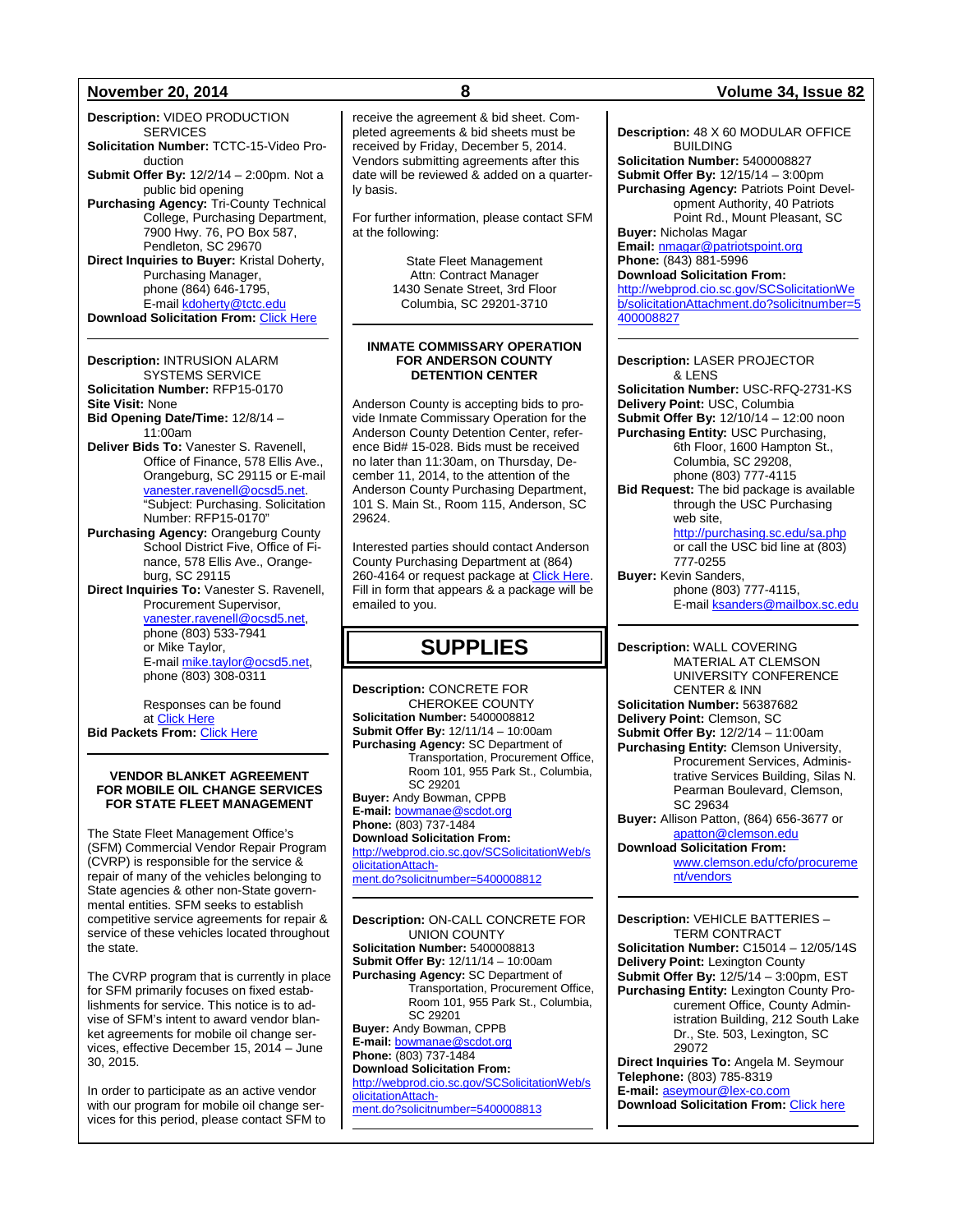**Description:** VIDEO PRODUCTION SERVICES
**Solicitation Number:** TCTC-15-Video Production
**Submit Offer By:** 12/2/14 – 2:00pm. Not a public bid opening
**Purchasing Agency:** Tri-County Technical College, Purchasing Department, 7900 Hwy. 76, PO Box 587, Pendleton, SC 29670
**Direct Inquiries to Buyer:** Kristal Doherty, Purchasing Manager, phone (864) 646-1795, E-mail kdoherty@tctc.edu
**Download Solicitation From:** Click Here

---

**Description:** INTRUSION ALARM SYSTEMS SERVICE
**Solicitation Number:** RFP15-0170
**Site Visit:** None
**Bid Opening Date/Time:** 12/8/14 – 11:00am
**Deliver Bids To:** Vanester S. Ravenell, Office of Finance, 578 Ellis Ave., Orangeburg, SC 29115 or E-mail vanester.ravenell@ocsd5.net. "Subject: Purchasing. Solicitation Number: RFP15-0170"
**Purchasing Agency:** Orangeburg County School District Five, Office of Finance, 578 Ellis Ave., Orangeburg, SC 29115
**Direct Inquiries To:** Vanester S. Ravenell, Procurement Supervisor, vanester.ravenell@ocsd5.net, phone (803) 533-7941 or Mike Taylor, E-mail mike.taylor@ocsd5.net, phone (803) 308-0311

Responses can be found at Click Here

**Bid Packets From:** Click Here

---

### VENDOR BLANKET AGREEMENT FOR MOBILE OIL CHANGE SERVICES FOR STATE FLEET MANAGEMENT

The State Fleet Management Office's (SFM) Commercial Vendor Repair Program (CVRP) is responsible for the service & repair of many of the vehicles belonging to State agencies & other non-State governmental entities. SFM seeks to establish competitive service agreements for repair & service of these vehicles located throughout the state.

The CVRP program that is currently in place for SFM primarily focuses on fixed establishments for service. This notice is to advise of SFM's intent to award vendor blanket agreements for mobile oil change services, effective December 15, 2014 – June 30, 2015.

In order to participate as an active vendor with our program for mobile oil change services for this period, please contact SFM to receive the agreement & bid sheet. Completed agreements & bid sheets must be received by Friday, December 5, 2014. Vendors submitting agreements after this date will be reviewed & added on a quarterly basis.

For further information, please contact SFM at the following:

State Fleet Management
Attn: Contract Manager
1430 Senate Street, 3rd Floor
Columbia, SC 29201-3710

---

### INMATE COMMISSARY OPERATION FOR ANDERSON COUNTY DETENTION CENTER

Anderson County is accepting bids to provide Inmate Commissary Operation for the Anderson County Detention Center, reference Bid# 15-028. Bids must be received no later than 11:30am, on Thursday, December 11, 2014, to the attention of the Anderson County Purchasing Department, 101 S. Main St., Room 115, Anderson, SC 29624.

Interested parties should contact Anderson County Purchasing Department at (864) 260-4164 or request package at Click Here. Fill in form that appears & a package will be emailed to you.

# SUPPLIES

**Description:** CONCRETE FOR CHEROKEE COUNTY
**Solicitation Number:** 5400008812
**Submit Offer By:** 12/11/14 – 10:00am
**Purchasing Agency:** SC Department of Transportation, Procurement Office, Room 101, 955 Park St., Columbia, SC 29201
**Buyer:** Andy Bowman, CPPB
**E-mail:** bowmanae@scdot.org
**Phone:** (803) 737-1484
**Download Solicitation From:** http://webprod.cio.sc.gov/SCSolicitationWeb/solicitationAttachment.do?solicitnumber=5400008812

---

**Description:** ON-CALL CONCRETE FOR UNION COUNTY
**Solicitation Number:** 5400008813
**Submit Offer By:** 12/11/14 – 10:00am
**Purchasing Agency:** SC Department of Transportation, Procurement Office, Room 101, 955 Park St., Columbia, SC 29201
**Buyer:** Andy Bowman, CPPB
**E-mail:** bowmanae@scdot.org
**Phone:** (803) 737-1484
**Download Solicitation From:** http://webprod.cio.sc.gov/SCSolicitationWeb/solicitationAttachment.do?solicitnumber=5400008813

---

**Description:** 48 X 60 MODULAR OFFICE BUILDING
**Solicitation Number:** 5400008827
**Submit Offer By:** 12/15/14 – 3:00pm
**Purchasing Agency:** Patriots Point Development Authority, 40 Patriots Point Rd., Mount Pleasant, SC
**Buyer:** Nicholas Magar
**Email:** nmagar@patriotspoint.org
**Phone:** (843) 881-5996
**Download Solicitation From:** http://webprod.cio.sc.gov/SCSolicitationWeb/solicitationAttachment.do?solicitnumber=5400008827

---

**Description:** LASER PROJECTOR & LENS
**Solicitation Number:** USC-RFQ-2731-KS
**Delivery Point:** USC, Columbia
**Submit Offer By:** 12/10/14 – 12:00 noon
**Purchasing Entity:** USC Purchasing, 6th Floor, 1600 Hampton St., Columbia, SC 29208, phone (803) 777-4115
**Bid Request:** The bid package is available through the USC Purchasing web site, http://purchasing.sc.edu/sa.php or call the USC bid line at (803) 777-0255
**Buyer:** Kevin Sanders, phone (803) 777-4115, E-mail ksanders@mailbox.sc.edu

---

**Description:** WALL COVERING MATERIAL AT CLEMSON UNIVERSITY CONFERENCE CENTER & INN
**Solicitation Number:** 56387682
**Delivery Point:** Clemson, SC
**Submit Offer By:** 12/2/14 – 11:00am
**Purchasing Entity:** Clemson University, Procurement Services, Administrative Services Building, Silas N. Pearman Boulevard, Clemson, SC 29634
**Buyer:** Allison Patton, (864) 656-3677 or apatton@clemson.edu
**Download Solicitation From:** www.clemson.edu/cfo/procurement/vendors

---

**Description:** VEHICLE BATTERIES – TERM CONTRACT
**Solicitation Number:** C15014 – 12/05/14S
**Delivery Point:** Lexington County
**Submit Offer By:** 12/5/14 – 3:00pm, EST
**Purchasing Entity:** Lexington County Procurement Office, County Administration Building, 212 South Lake Dr., Ste. 503, Lexington, SC 29072
**Direct Inquiries To:** Angela M. Seymour
**Telephone:** (803) 785-8319
**E-mail:** aseymour@lex-co.com
**Download Solicitation From:** Click here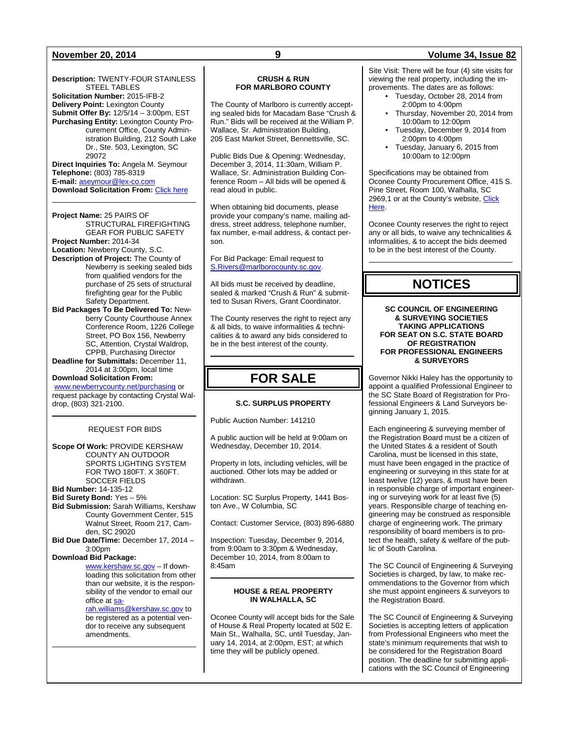**Description:** TWENTY-FOUR STAINLESS STEEL TABLES
**Solicitation Number:** 2015-IFB-2
**Delivery Point:** Lexington County
**Submit Offer By:** 12/5/14 – 3:00pm, EST
**Purchasing Entity:** Lexington County Procurement Office, County Administration Building, 212 South Lake Dr., Ste. 503, Lexington, SC 29072
**Direct Inquiries To:** Angela M. Seymour
**Telephone:** (803) 785-8319
**E-mail:** aseymour@lex-co.com
**Download Solicitation From:** Click here

---

**Project Name:** 25 PAIRS OF STRUCTURAL FIREFIGHTING GEAR FOR PUBLIC SAFETY
**Project Number:** 2014-34
**Location:** Newberry County, S.C.
**Description of Project:** The County of Newberry is seeking sealed bids from qualified vendors for the purchase of 25 sets of structural firefighting gear for the Public Safety Department.
**Bid Packages To Be Delivered To:** Newberry County Courthouse Annex Conference Room, 1226 College Street, PO Box 156, Newberry SC, Attention, Crystal Waldrop, CPPB, Purchasing Director
**Deadline for Submittals:** December 11, 2014 at 3:00pm, local time
**Download Solicitation From:** www.newberrycounty.net/purchasing or request package by contacting Crystal Waldrop, (803) 321-2100.

---

REQUEST FOR BIDS

**Scope Of Work:** PROVIDE KERSHAW COUNTY AN OUTDOOR SPORTS LIGHTING SYSTEM FOR TWO 180FT. X 360FT. SOCCER FIELDS
**Bid Number:** 14-135-12
**Bid Surety Bond:** Yes – 5%
**Bid Submission:** Sarah Williams, Kershaw County Government Center, 515 Walnut Street, Room 217, Camden, SC 29020
**Bid Due Date/Time:** December 17, 2014 – 3:00pm
**Download Bid Package:** www.kershaw.sc.gov – If downloading this solicitation from other than our website, it is the responsibility of the vendor to email our office at sarah.williams@kershaw.sc.gov to be registered as a potential vendor to receive any subsequent amendments.

---

**CRUSH & RUN FOR MARLBORO COUNTY**

The County of Marlboro is currently accepting sealed bids for Macadam Base "Crush & Run." Bids will be received at the William P. Wallace, Sr. Administration Building, 205 East Market Street, Bennettsville, SC.

Public Bids Due & Opening: Wednesday, December 3, 2014, 11:30am, William P. Wallace, Sr. Administration Building Conference Room – All bids will be opened & read aloud in public.

When obtaining bid documents, please provide your company's name, mailing address, street address, telephone number, fax number, e-mail address, & contact person.

For Bid Package: Email request to S.Rivers@marlborocounty.sc.gov.

All bids must be received by deadline, sealed & marked "Crush & Run" & submitted to Susan Rivers, Grant Coordinator.

The County reserves the right to reject any & all bids, to waive informalities & technicalities & to award any bids considered to be in the best interest of the county.

---

# FOR SALE

**S.C. SURPLUS PROPERTY**

Public Auction Number: 141210

A public auction will be held at 9:00am on Wednesday, December 10, 2014.

Property in lots, including vehicles, will be auctioned. Other lots may be added or withdrawn.

Location: SC Surplus Property, 1441 Boston Ave., W Columbia, SC

Contact: Customer Service, (803) 896-6880

Inspection: Tuesday, December 9, 2014, from 9:00am to 3:30pm & Wednesday, December 10, 2014, from 8:00am to 8:45am

---

**HOUSE & REAL PROPERTY IN WALHALLA, SC**

Oconee County will accept bids for the Sale of House & Real Property located at 502 E. Main St., Walhalla, SC, until Tuesday, January 14, 2014, at 2:00pm, EST; at which time they will be publicly opened.

Site Visit: There will be four (4) site visits for viewing the real property, including the improvements. The dates are as follows:

- Tuesday, October 28, 2014 from 2:00pm to 4:00pm
- Thursday, November 20, 2014 from 10:00am to 12:00pm
- Tuesday, December 9, 2014 from 2:00pm to 4:00pm
- Tuesday, January 6, 2015 from 10:00am to 12:00pm

Specifications may be obtained from Oconee County Procurement Office, 415 S. Pine Street, Room 100, Walhalla, SC 2969,1 or at the County's website, Click Here.

Oconee County reserves the right to reject any or all bids, to waive any technicalities & informalities, & to accept the bids deemed to be in the best interest of the County.

---

# NOTICES

**SC COUNCIL OF ENGINEERING & SURVEYING SOCIETIES TAKING APPLICATIONS FOR SEAT ON S.C. STATE BOARD OF REGISTRATION FOR PROFESSIONAL ENGINEERS & SURVEYORS**

Governor Nikki Haley has the opportunity to appoint a qualified Professional Engineer to the SC State Board of Registration for Professional Engineers & Land Surveyors beginning January 1, 2015.

Each engineering & surveying member of the Registration Board must be a citizen of the United States & a resident of South Carolina, must be licensed in this state, must have been engaged in the practice of engineering or surveying in this state for at least twelve (12) years, & must have been in responsible charge of important engineering or surveying work for at least five (5) years. Responsible charge of teaching engineering may be construed as responsible charge of engineering work. The primary responsibility of board members is to protect the health, safety & welfare of the public of South Carolina.

The SC Council of Engineering & Surveying Societies is charged, by law, to make recommendations to the Governor from which she must appoint engineers & surveyors to the Registration Board.

The SC Council of Engineering & Surveying Societies is accepting letters of application from Professional Engineers who meet the state's minimum requirements that wish to be considered for the Registration Board position. The deadline for submitting applications with the SC Council of Engineering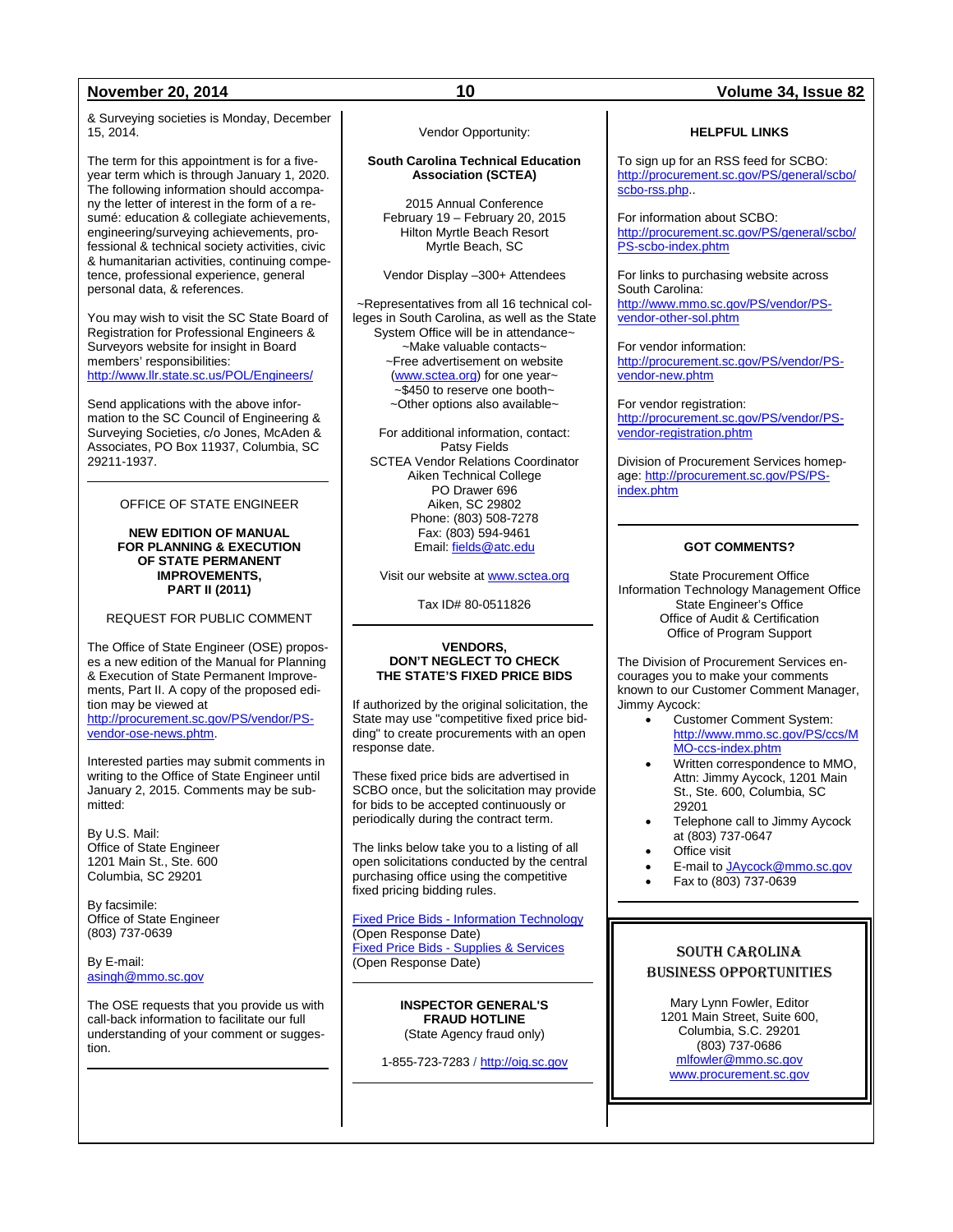& Surveying societies is Monday, December 15, 2014.

The term for this appointment is for a five-year term which is through January 1, 2020. The following information should accompany the letter of interest in the form of a resumé: education & collegiate achievements, engineering/surveying achievements, professional & technical society activities, civic & humanitarian activities, continuing competence, professional experience, general personal data, & references.

You may wish to visit the SC State Board of Registration for Professional Engineers & Surveyors website for insight in Board members' responsibilities: http://www.llr.state.sc.us/POL/Engineers/

Send applications with the above information to the SC Council of Engineering & Surveying Societies, c/o Jones, McAden & Associates, PO Box 11937, Columbia, SC 29211-1937.

---

OFFICE OF STATE ENGINEER

**NEW EDITION OF MANUAL FOR PLANNING & EXECUTION OF STATE PERMANENT IMPROVEMENTS, PART II (2011)**

REQUEST FOR PUBLIC COMMENT

The Office of State Engineer (OSE) proposes a new edition of the Manual for Planning & Execution of State Permanent Improvements, Part II. A copy of the proposed edition may be viewed at http://procurement.sc.gov/PS/vendor/PS-vendor-ose-news.phtm.

Interested parties may submit comments in writing to the Office of State Engineer until January 2, 2015. Comments may be submitted:

By U.S. Mail:
Office of State Engineer
1201 Main St., Ste. 600
Columbia, SC 29201

By facsimile:
Office of State Engineer
(803) 737-0639

By E-mail:
asingh@mmo.sc.gov

The OSE requests that you provide us with call-back information to facilitate our full understanding of your comment or suggestion.

---

Vendor Opportunity:

**South Carolina Technical Education Association (SCTEA)**

2015 Annual Conference
February 19 – February 20, 2015
Hilton Myrtle Beach Resort
Myrtle Beach, SC

Vendor Display –300+ Attendees

~Representatives from all 16 technical colleges in South Carolina, as well as the State System Office will be in attendance~
~Make valuable contacts~
~Free advertisement on website (www.sctea.org) for one year~
~$450 to reserve one booth~
~Other options also available~

For additional information, contact:
Patsy Fields
SCTEA Vendor Relations Coordinator
Aiken Technical College
PO Drawer 696
Aiken, SC 29802
Phone: (803) 508-7278
Fax: (803) 594-9461
Email: fields@atc.edu

Visit our website at www.sctea.org

Tax ID# 80-0511826

---

**VENDORS, DON'T NEGLECT TO CHECK THE STATE'S FIXED PRICE BIDS**

If authorized by the original solicitation, the State may use "competitive fixed price bidding" to create procurements with an open response date.

These fixed price bids are advertised in SCBO once, but the solicitation may provide for bids to be accepted continuously or periodically during the contract term.

The links below take you to a listing of all open solicitations conducted by the central purchasing office using the competitive fixed pricing bidding rules.

Fixed Price Bids - Information Technology
(Open Response Date)
Fixed Price Bids - Supplies & Services
(Open Response Date)

---

**INSPECTOR GENERAL'S FRAUD HOTLINE**
(State Agency fraud only)

1-855-723-7283 / http://oig.sc.gov

---

**HELPFUL LINKS**

To sign up for an RSS feed for SCBO: http://procurement.sc.gov/PS/general/scbo/scbo-rss.php..

For information about SCBO: http://procurement.sc.gov/PS/general/scbo/PS-scbo-index.phtm

For links to purchasing website across South Carolina: http://www.mmo.sc.gov/PS/vendor/PS-vendor-other-sol.phtm

For vendor information: http://procurement.sc.gov/PS/vendor/PS-vendor-new.phtm

For vendor registration: http://procurement.sc.gov/PS/vendor/PS-vendor-registration.phtm

Division of Procurement Services homepage: http://procurement.sc.gov/PS/PS-index.phtm

---

**GOT COMMENTS?**

State Procurement Office
Information Technology Management Office
State Engineer's Office
Office of Audit & Certification
Office of Program Support

The Division of Procurement Services encourages you to make your comments known to our Customer Comment Manager, Jimmy Aycock:

- Customer Comment System: http://www.mmo.sc.gov/PS/ccs/MMO-ccs-index.phtm
- Written correspondence to MMO, Attn: Jimmy Aycock, 1201 Main St., Ste. 600, Columbia, SC 29201
- Telephone call to Jimmy Aycock at (803) 737-0647
- Office visit
- E-mail to JAycock@mmo.sc.gov
- Fax to (803) 737-0639

---

**SOUTH CAROLINA BUSINESS OPPORTUNITIES**

Mary Lynn Fowler, Editor
1201 Main Street, Suite 600,
Columbia, S.C. 29201
(803) 737-0686
mlfowler@mmo.sc.gov
www.procurement.sc.gov